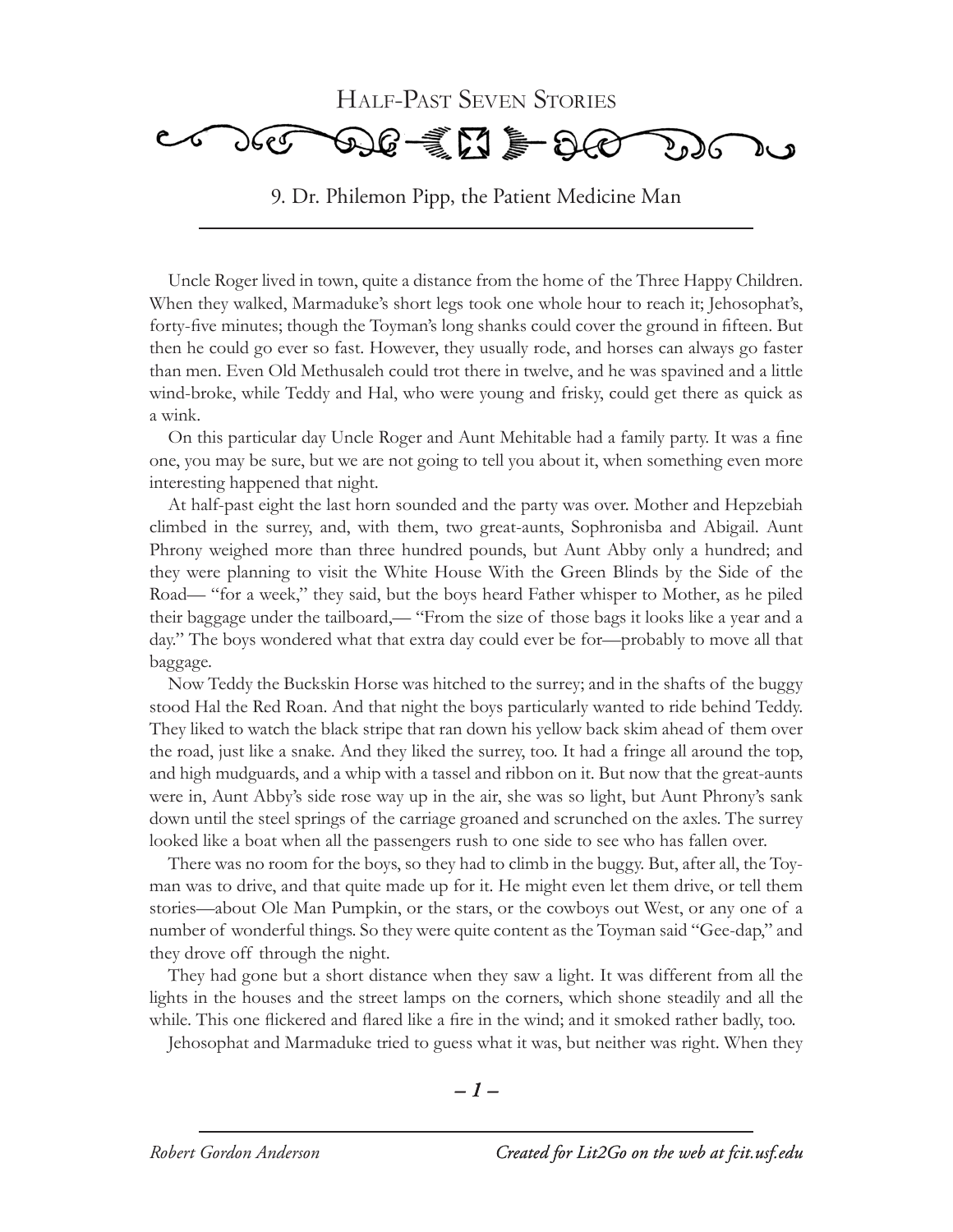# 9. Dr. Philemon Pipp, the Patient Medicine Man

Uncle Roger lived in town, quite a distance from the home of the Three Happy Children. When they walked, Marmaduke's short legs took one whole hour to reach it; Jehosophat's, forty-five minutes; though the Toyman's long shanks could cover the ground in fifteen. But then he could go ever so fast. However, they usually rode, and horses can always go faster than men. Even Old Methusaleh could trot there in twelve, and he was spavined and a little wind-broke, while Teddy and Hal, who were young and frisky, could get there as quick as a wink.

On this particular day Uncle Roger and Aunt Mehitable had a family party. It was a fine one, you may be sure, but we are not going to tell you about it, when something even more interesting happened that night.

At half-past eight the last horn sounded and the party was over. Mother and Hepzebiah climbed in the surrey, and, with them, two great-aunts, Sophronisba and Abigail. Aunt Phrony weighed more than three hundred pounds, but Aunt Abby only a hundred; and they were planning to visit the White House With the Green Blinds by the Side of the Road— "for a week," they said, but the boys heard Father whisper to Mother, as he piled their baggage under the tailboard,— "From the size of those bags it looks like a year and a day." The boys wondered what that extra day could ever be for—probably to move all that baggage.

Now Teddy the Buckskin Horse was hitched to the surrey; and in the shafts of the buggy stood Hal the Red Roan. And that night the boys particularly wanted to ride behind Teddy. They liked to watch the black stripe that ran down his yellow back skim ahead of them over the road, just like a snake. And they liked the surrey, too. It had a fringe all around the top, and high mudguards, and a whip with a tassel and ribbon on it. But now that the great-aunts were in, Aunt Abby's side rose way up in the air, she was so light, but Aunt Phrony's sank down until the steel springs of the carriage groaned and scrunched on the axles. The surrey looked like a boat when all the passengers rush to one side to see who has fallen over.

There was no room for the boys, so they had to climb in the buggy. But, after all, the Toyman was to drive, and that quite made up for it. He might even let them drive, or tell them stories—about Ole Man Pumpkin, or the stars, or the cowboys out West, or any one of a number of wonderful things. So they were quite content as the Toyman said "Gee-dap," and they drove off through the night.

They had gone but a short distance when they saw a light. It was different from all the lights in the houses and the street lamps on the corners, which shone steadily and all the while. This one flickered and flared like a fire in the wind; and it smoked rather badly, too.

Jehosophat and Marmaduke tried to guess what it was, but neither was right. When they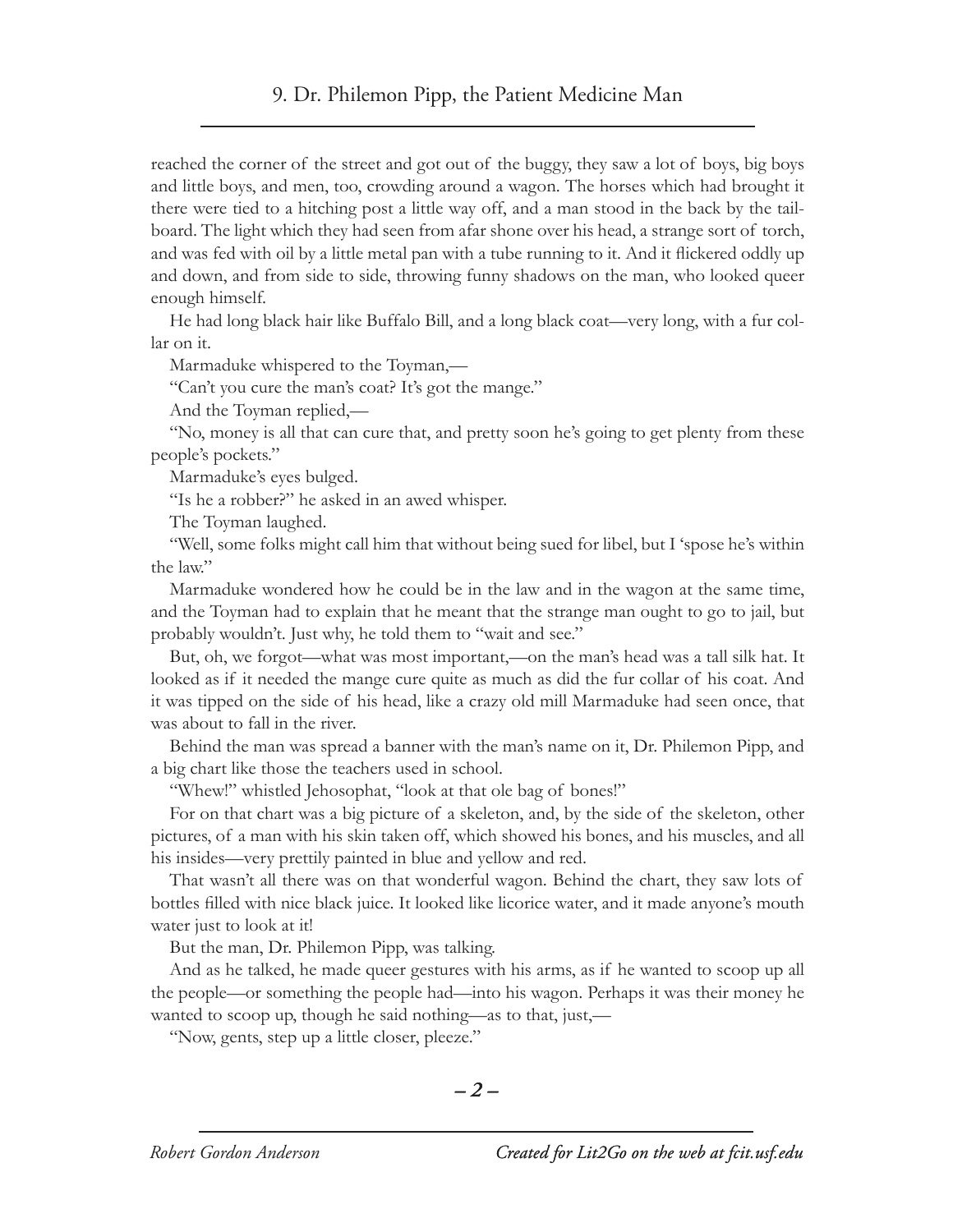reached the corner of the street and got out of the buggy, they saw a lot of boys, big boys and little boys, and men, too, crowding around a wagon. The horses which had brought it there were tied to a hitching post a little way off, and a man stood in the back by the tailboard. The light which they had seen from afar shone over his head, a strange sort of torch, and was fed with oil by a little metal pan with a tube running to it. And it flickered oddly up and down, and from side to side, throwing funny shadows on the man, who looked queer enough himself.

He had long black hair like Buffalo Bill, and a long black coat—very long, with a fur collar on it.

Marmaduke whispered to the Toyman,—

"Can't you cure the man's coat? It's got the mange."

And the Toyman replied,—

"No, money is all that can cure that, and pretty soon he's going to get plenty from these people's pockets."

Marmaduke's eyes bulged.

"Is he a robber?" he asked in an awed whisper.

The Toyman laughed.

"Well, some folks might call him that without being sued for libel, but I 'spose he's within the law."

Marmaduke wondered how he could be in the law and in the wagon at the same time, and the Toyman had to explain that he meant that the strange man ought to go to jail, but probably wouldn't. Just why, he told them to "wait and see."

But, oh, we forgot—what was most important,—on the man's head was a tall silk hat. It looked as if it needed the mange cure quite as much as did the fur collar of his coat. And it was tipped on the side of his head, like a crazy old mill Marmaduke had seen once, that was about to fall in the river.

Behind the man was spread a banner with the man's name on it, Dr. Philemon Pipp, and a big chart like those the teachers used in school.

"Whew!" whistled Jehosophat, "look at that ole bag of bones!"

For on that chart was a big picture of a skeleton, and, by the side of the skeleton, other pictures, of a man with his skin taken off, which showed his bones, and his muscles, and all his insides—very prettily painted in blue and yellow and red.

That wasn't all there was on that wonderful wagon. Behind the chart, they saw lots of bottles filled with nice black juice. It looked like licorice water, and it made anyone's mouth water just to look at it!

But the man, Dr. Philemon Pipp, was talking.

And as he talked, he made queer gestures with his arms, as if he wanted to scoop up all the people—or something the people had—into his wagon. Perhaps it was their money he wanted to scoop up, though he said nothing—as to that, just,—

"Now, gents, step up a little closer, pleeze."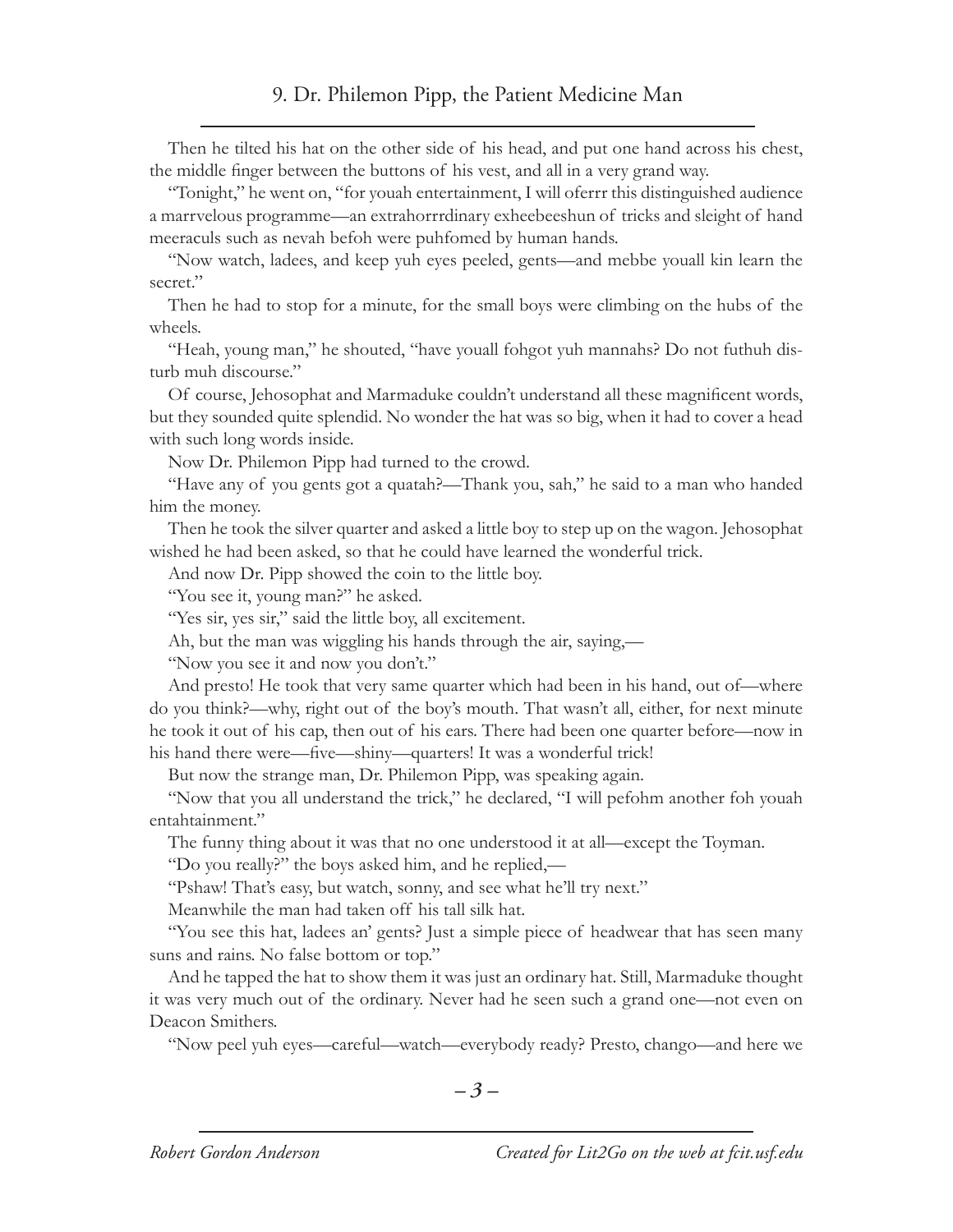Then he tilted his hat on the other side of his head, and put one hand across his chest, the middle finger between the buttons of his vest, and all in a very grand way.

"Tonight," he went on, "for youah entertainment, I will oferrr this distinguished audience a marrvelous programme—an extrahorrrdinary exheebeeshun of tricks and sleight of hand meeraculs such as nevah befoh were puhfomed by human hands.

"Now watch, ladees, and keep yuh eyes peeled, gents—and mebbe youall kin learn the secret."

Then he had to stop for a minute, for the small boys were climbing on the hubs of the wheels.

"Heah, young man," he shouted, "have youall fohgot yuh mannahs? Do not futhuh disturb muh discourse."

Of course, Jehosophat and Marmaduke couldn't understand all these magnificent words, but they sounded quite splendid. No wonder the hat was so big, when it had to cover a head with such long words inside.

Now Dr. Philemon Pipp had turned to the crowd.

"Have any of you gents got a quatah?—Thank you, sah," he said to a man who handed him the money.

Then he took the silver quarter and asked a little boy to step up on the wagon. Jehosophat wished he had been asked, so that he could have learned the wonderful trick.

And now Dr. Pipp showed the coin to the little boy.

"You see it, young man?" he asked.

"Yes sir, yes sir," said the little boy, all excitement.

Ah, but the man was wiggling his hands through the air, saying,—

"Now you see it and now you don't."

And presto! He took that very same quarter which had been in his hand, out of—where do you think?—why, right out of the boy's mouth. That wasn't all, either, for next minute he took it out of his cap, then out of his ears. There had been one quarter before—now in his hand there were—five—shiny—quarters! It was a wonderful trick!

But now the strange man, Dr. Philemon Pipp, was speaking again.

"Now that you all understand the trick," he declared, "I will pefohm another foh youah entahtainment."

The funny thing about it was that no one understood it at all—except the Toyman.

"Do you really?" the boys asked him, and he replied,—

"Pshaw! That's easy, but watch, sonny, and see what he'll try next."

Meanwhile the man had taken off his tall silk hat.

"You see this hat, ladees an' gents? Just a simple piece of headwear that has seen many suns and rains. No false bottom or top."

And he tapped the hat to show them it was just an ordinary hat. Still, Marmaduke thought it was very much out of the ordinary. Never had he seen such a grand one—not even on Deacon Smithers.

"Now peel yuh eyes—careful—watch—everybody ready? Presto, chango—and here we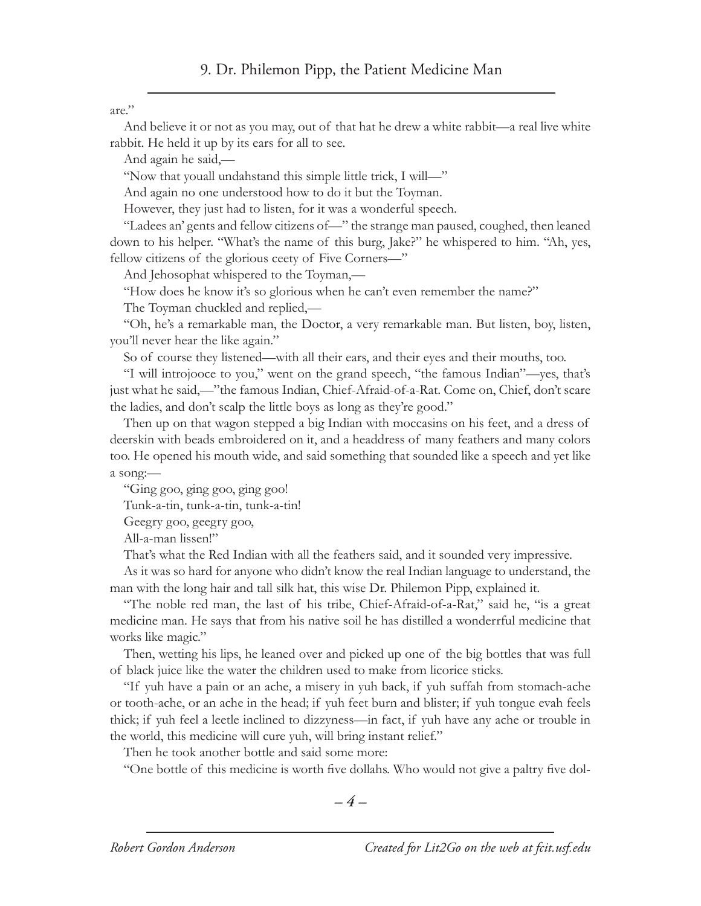are."

And believe it or not as you may, out of that hat he drew a white rabbit—a real live white rabbit. He held it up by its ears for all to see.

And again he said,—

"Now that youall undahstand this simple little trick, I will—"

And again no one understood how to do it but the Toyman.

However, they just had to listen, for it was a wonderful speech.

"Ladees an' gents and fellow citizens of—" the strange man paused, coughed, then leaned down to his helper. "What's the name of this burg, Jake?" he whispered to him. "Ah, yes, fellow citizens of the glorious ceety of Five Corners—"

And Jehosophat whispered to the Toyman,—

"How does he know it's so glorious when he can't even remember the name?"

The Toyman chuckled and replied,—

"Oh, he's a remarkable man, the Doctor, a very remarkable man. But listen, boy, listen, you'll never hear the like again."

So of course they listened—with all their ears, and their eyes and their mouths, too.

"I will introjooce to you," went on the grand speech, "the famous Indian"—yes, that's just what he said,—"the famous Indian, Chief-Afraid-of-a-Rat. Come on, Chief, don't scare the ladies, and don't scalp the little boys as long as they're good."

Then up on that wagon stepped a big Indian with moccasins on his feet, and a dress of deerskin with beads embroidered on it, and a headdress of many feathers and many colors too. He opened his mouth wide, and said something that sounded like a speech and yet like a song:—

"Ging goo, ging goo, ging goo!

Tunk-a-tin, tunk-a-tin, tunk-a-tin!

Geegry goo, geegry goo,

All-a-man lissen!"

That's what the Red Indian with all the feathers said, and it sounded very impressive.

As it was so hard for anyone who didn't know the real Indian language to understand, the man with the long hair and tall silk hat, this wise Dr. Philemon Pipp, explained it.

"The noble red man, the last of his tribe, Chief-Afraid-of-a-Rat," said he, "is a great medicine man. He says that from his native soil he has distilled a wonderrful medicine that works like magic."

Then, wetting his lips, he leaned over and picked up one of the big bottles that was full of black juice like the water the children used to make from licorice sticks.

"If yuh have a pain or an ache, a misery in yuh back, if yuh suffah from stomach-ache or tooth-ache, or an ache in the head; if yuh feet burn and blister; if yuh tongue evah feels thick; if yuh feel a leetle inclined to dizzyness—in fact, if yuh have any ache or trouble in the world, this medicine will cure yuh, will bring instant relief."

Then he took another bottle and said some more:

"One bottle of this medicine is worth five dollahs. Who would not give a paltry five dol-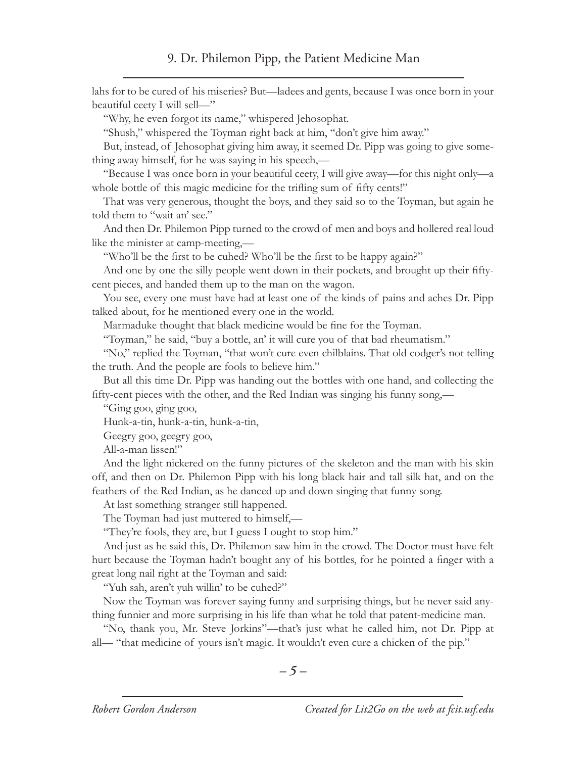lahs for to be cured of his miseries? But—ladees and gents, because I was once born in your beautiful ceety I will sell—"

"Why, he even forgot its name," whispered Jehosophat.

"Shush," whispered the Toyman right back at him, "don't give him away."

But, instead, of Jehosophat giving him away, it seemed Dr. Pipp was going to give something away himself, for he was saying in his speech,—

"Because I was once born in your beautiful ceety, I will give away—for this night only—a whole bottle of this magic medicine for the trifling sum of fifty cents!"

That was very generous, thought the boys, and they said so to the Toyman, but again he told them to "wait an' see."

And then Dr. Philemon Pipp turned to the crowd of men and boys and hollered real loud like the minister at camp-meeting,—

"Who'll be the first to be cuhed? Who'll be the first to be happy again?"

And one by one the silly people went down in their pockets, and brought up their fifty-cent pieces, and handed them up to the man on the wagon.

You see, every one must have had at least one of the kinds of pains and aches Dr. Pipp talked about, for he mentioned every one in the world.

Marmaduke thought that black medicine would be fine for the Toyman.

"Toyman," he said, "buy a bottle, an' it will cure you of that bad rheumatism."

"No," replied the Toyman, "that won't cure even chilblains. That old codger's not telling the truth. And the people are fools to believe him."

But all this time Dr. Pipp was handing out the bottles with one hand, and collecting the fifty-cent pieces with the other, and the Red Indian was singing his funny song,—

"Ging goo, ging goo,

Hunk-a-tin, hunk-a-tin, hunk-a-tin,

Geegry goo, geegry goo,

All-a-man lissen!"

And the light nickered on the funny pictures of the skeleton and the man with his skin off, and then on Dr. Philemon Pipp with his long black hair and tall silk hat, and on the feathers of the Red Indian, as he danced up and down singing that funny song.

At last something stranger still happened.

The Toyman had just muttered to himself,—

"They're fools, they are, but I guess I ought to stop him."

And just as he said this, Dr. Philemon saw him in the crowd. The Doctor must have felt hurt because the Toyman hadn't bought any of his bottles, for he pointed a finger with a great long nail right at the Toyman and said:

"Yuh sah, aren't yuh willin' to be cuhed?"

Now the Toyman was forever saying funny and surprising things, but he never said anything funnier and more surprising in his life than what he told that patent-medicine man.

"No, thank you, Mr. Steve Jorkins"—that's just what he called him, not Dr. Pipp at all— "that medicine of yours isn't magic. It wouldn't even cure a chicken of the pip."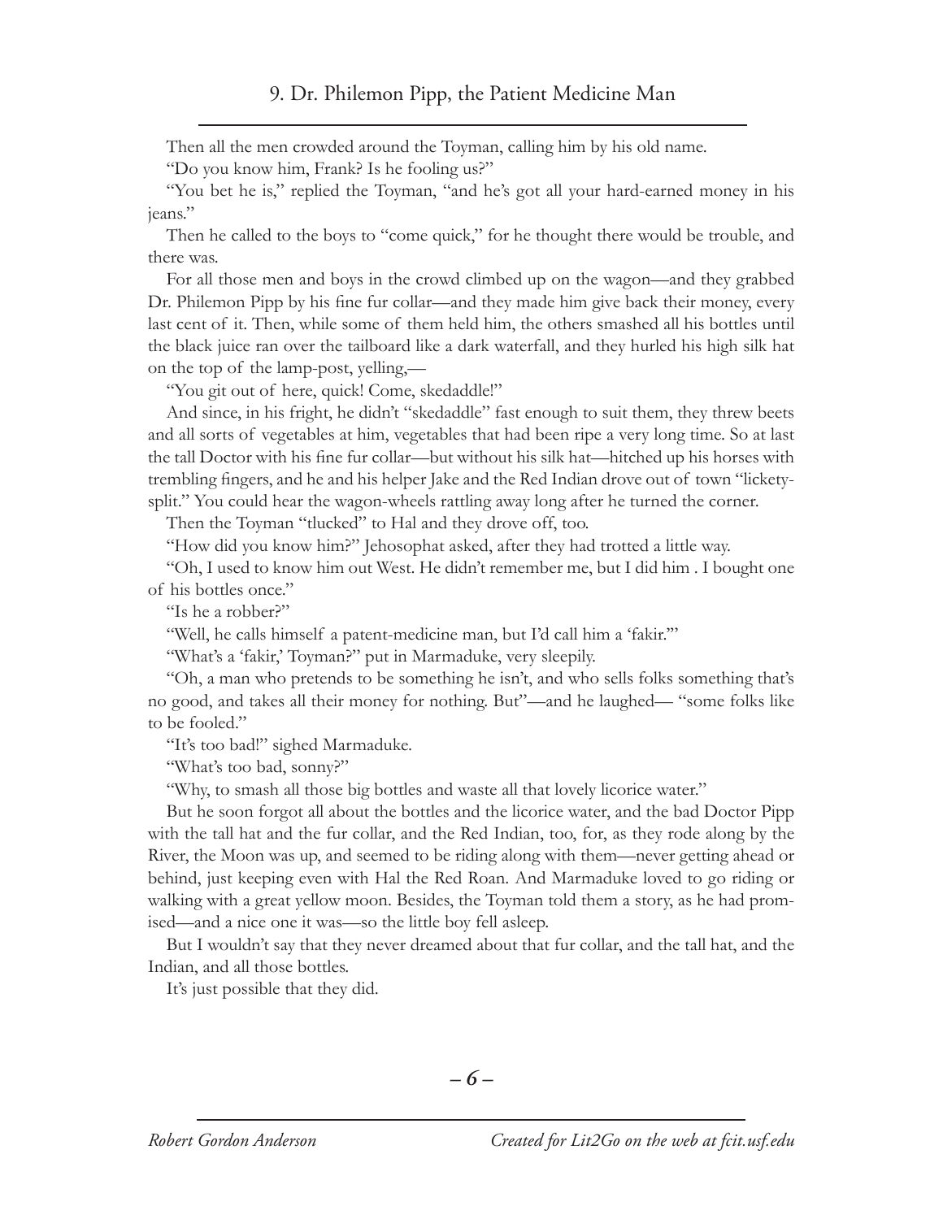Then all the men crowded around the Toyman, calling him by his old name.

"Do you know him, Frank? Is he fooling us?"

"You bet he is," replied the Toyman, "and he's got all your hard-earned money in his jeans."

Then he called to the boys to "come quick," for he thought there would be trouble, and there was.

For all those men and boys in the crowd climbed up on the wagon—and they grabbed Dr. Philemon Pipp by his fine fur collar—and they made him give back their money, every last cent of it. Then, while some of them held him, the others smashed all his bottles until the black juice ran over the tailboard like a dark waterfall, and they hurled his high silk hat on the top of the lamp-post, yelling,—

"You git out of here, quick! Come, skedaddle!"

And since, in his fright, he didn't "skedaddle" fast enough to suit them, they threw beets and all sorts of vegetables at him, vegetables that had been ripe a very long time. So at last the tall Doctor with his fine fur collar—but without his silk hat—hitched up his horses with trembling fingers, and he and his helper Jake and the Red Indian drove out of town "lickety-split." You could hear the wagon-wheels rattling away long after he turned the corner.

Then the Toyman "tlucked" to Hal and they drove off, too.

"How did you know him?" Jehosophat asked, after they had trotted a little way.

"Oh, I used to know him out West. He didn't remember me, but I did him . I bought one of his bottles once."

"Is he a robber?"

"Well, he calls himself a patent-medicine man, but I'd call him a 'fakir.'"

"What's a 'fakir,' Toyman?" put in Marmaduke, very sleepily.

"Oh, a man who pretends to be something he isn't, and who sells folks something that's no good, and takes all their money for nothing. But"—and he laughed— "some folks like to be fooled."

"It's too bad!" sighed Marmaduke.

"What's too bad, sonny?"

"Why, to smash all those big bottles and waste all that lovely licorice water."

But he soon forgot all about the bottles and the licorice water, and the bad Doctor Pipp with the tall hat and the fur collar, and the Red Indian, too, for, as they rode along by the River, the Moon was up, and seemed to be riding along with them—never getting ahead or behind, just keeping even with Hal the Red Roan. And Marmaduke loved to go riding or walking with a great yellow moon. Besides, the Toyman told them a story, as he had promised—and a nice one it was—so the little boy fell asleep.

But I wouldn't say that they never dreamed about that fur collar, and the tall hat, and the Indian, and all those bottles.

It's just possible that they did.